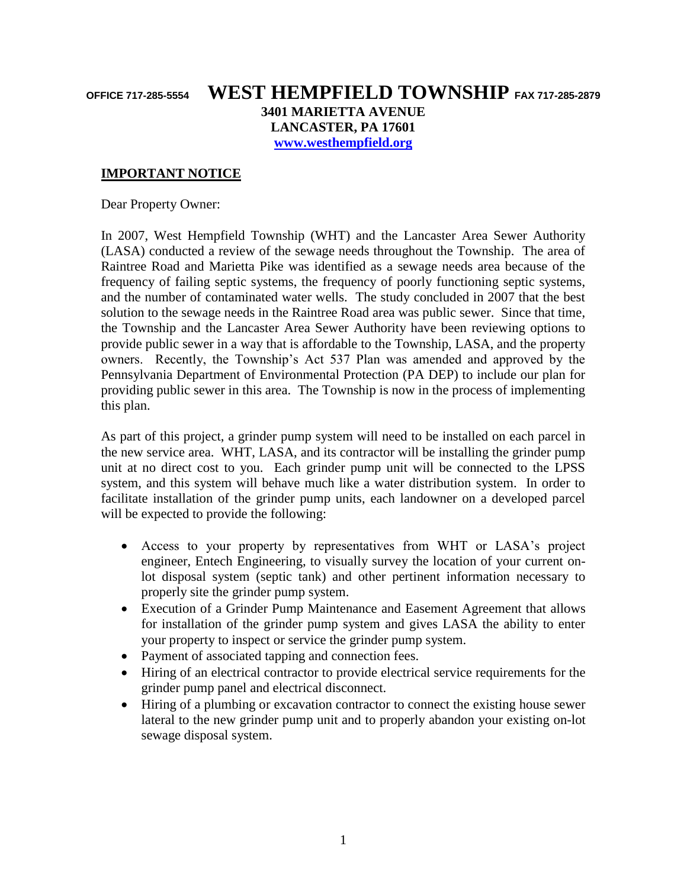OFFICE 717-285-5554 **WEST HEMPFIELD TOWNSHIP** FAX 717-285-2879

**3401 MARIETTA AVENUE**
**LANCASTER, PA 17601**
**[www.westhempfield.org](http://www.westhempfield.org)**

## IMPORTANT NOTICE

Dear Property Owner:

In 2007, West Hempfield Township (WHT) and the Lancaster Area Sewer Authority (LASA) conducted a review of the sewage needs throughout the Township. The area of Raintree Road and Marietta Pike was identified as a sewage needs area because of the frequency of failing septic systems, the frequency of poorly functioning septic systems, and the number of contaminated water wells. The study concluded in 2007 that the best solution to the sewage needs in the Raintree Road area was public sewer. Since that time, the Township and the Lancaster Area Sewer Authority have been reviewing options to provide public sewer in a way that is affordable to the Township, LASA, and the property owners. Recently, the Township's Act 537 Plan was amended and approved by the Pennsylvania Department of Environmental Protection (PA DEP) to include our plan for providing public sewer in this area. The Township is now in the process of implementing this plan.

As part of this project, a grinder pump system will need to be installed on each parcel in the new service area. WHT, LASA, and its contractor will be installing the grinder pump unit at no direct cost to you. Each grinder pump unit will be connected to the LPSS system, and this system will behave much like a water distribution system. In order to facilitate installation of the grinder pump units, each landowner on a developed parcel will be expected to provide the following:

- Access to your property by representatives from WHT or LASA's project engineer, Entech Engineering, to visually survey the location of your current on-lot disposal system (septic tank) and other pertinent information necessary to properly site the grinder pump system.
- Execution of a Grinder Pump Maintenance and Easement Agreement that allows for installation of the grinder pump system and gives LASA the ability to enter your property to inspect or service the grinder pump system.
- Payment of associated tapping and connection fees.
- Hiring of an electrical contractor to provide electrical service requirements for the grinder pump panel and electrical disconnect.
- Hiring of a plumbing or excavation contractor to connect the existing house sewer lateral to the new grinder pump unit and to properly abandon your existing on-lot sewage disposal system.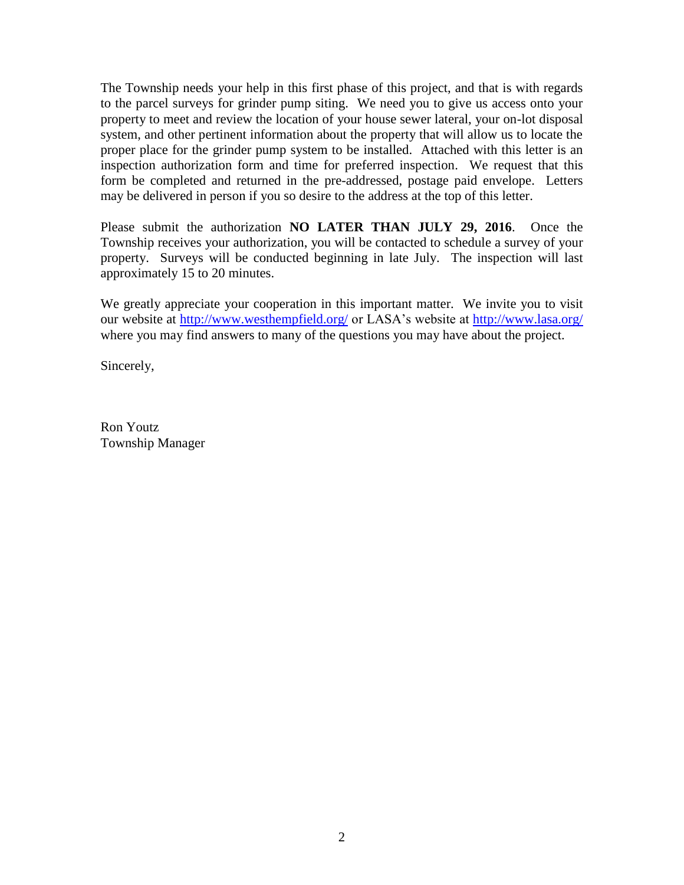The Township needs your help in this first phase of this project, and that is with regards to the parcel surveys for grinder pump siting. We need you to give us access onto your property to meet and review the location of your house sewer lateral, your on-lot disposal system, and other pertinent information about the property that will allow us to locate the proper place for the grinder pump system to be installed. Attached with this letter is an inspection authorization form and time for preferred inspection. We request that this form be completed and returned in the pre-addressed, postage paid envelope. Letters may be delivered in person if you so desire to the address at the top of this letter.

Please submit the authorization **NO LATER THAN JULY 29, 2016**. Once the Township receives your authorization, you will be contacted to schedule a survey of your property. Surveys will be conducted beginning in late July. The inspection will last approximately 15 to 20 minutes.

We greatly appreciate your cooperation in this important matter. We invite you to visit our website at [http://www.westhempfield.org/](http://www.westhempfield.org/) or LASA's website at [http://www.lasa.org/](http://www.lasa.org/) where you may find answers to many of the questions you may have about the project.

Sincerely,

Ron Youtz
Township Manager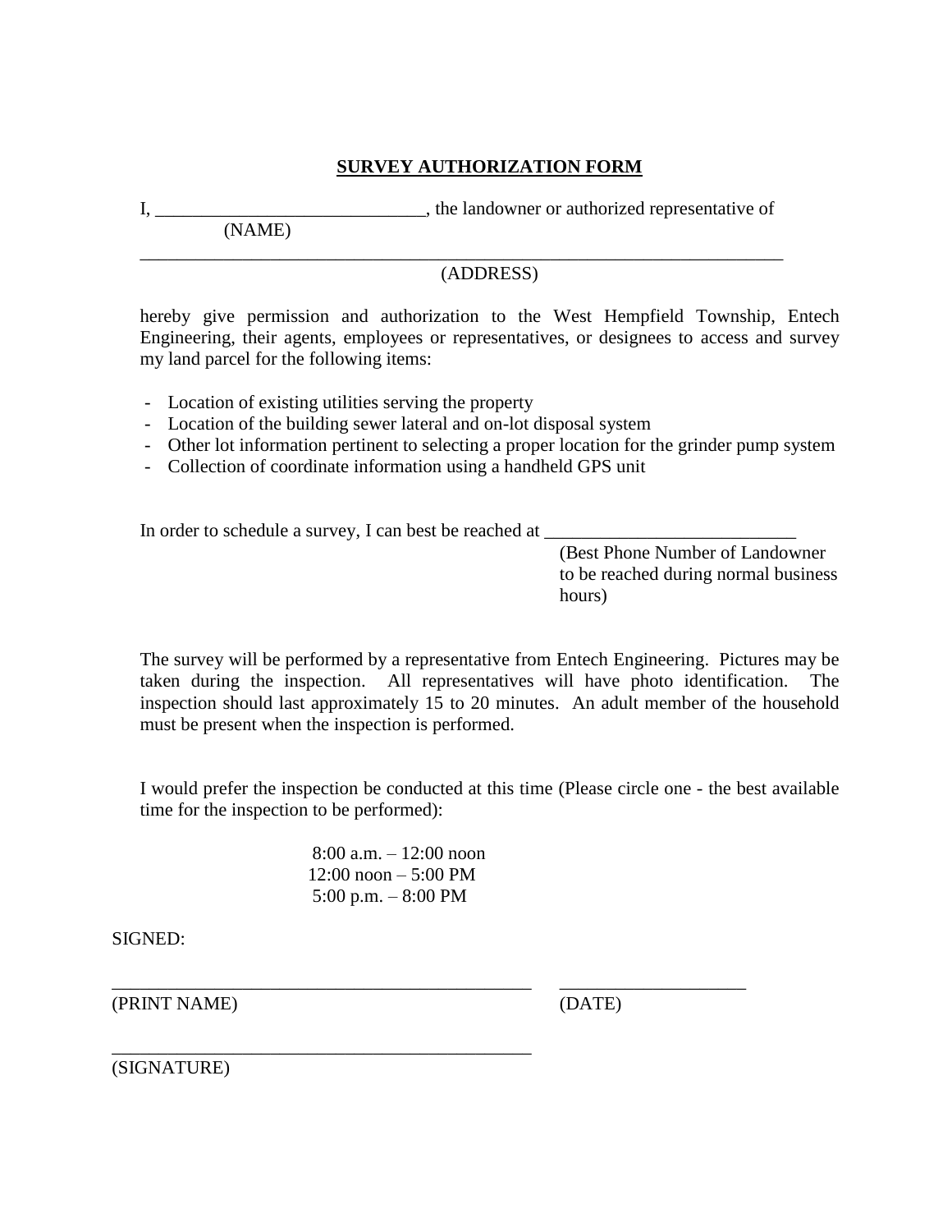# SURVEY AUTHORIZATION FORM

I, _____________________________, the landowner or authorized representative of
(NAME)

_______________________________________________________________________
(ADDRESS)

hereby give permission and authorization to the West Hempfield Township, Entech Engineering, their agents, employees or representatives, or designees to access and survey my land parcel for the following items:

- Location of existing utilities serving the property
- Location of the building sewer lateral and on-lot disposal system
- Other lot information pertinent to selecting a proper location for the grinder pump system
- Collection of coordinate information using a handheld GPS unit

In order to schedule a survey, I can best be reached at ___________________________
(Best Phone Number of Landowner to be reached during normal business hours)

The survey will be performed by a representative from Entech Engineering. Pictures may be taken during the inspection. All representatives will have photo identification. The inspection should last approximately 15 to 20 minutes. An adult member of the household must be present when the inspection is performed.

I would prefer the inspection be conducted at this time (Please circle one - the best available time for the inspection to be performed):

8:00 a.m. – 12:00 noon
12:00 noon – 5:00 PM
5:00 p.m. – 8:00 PM

SIGNED:

_______________________________________________ ____________________
(PRINT NAME) (DATE)

_______________________________________________
(SIGNATURE)